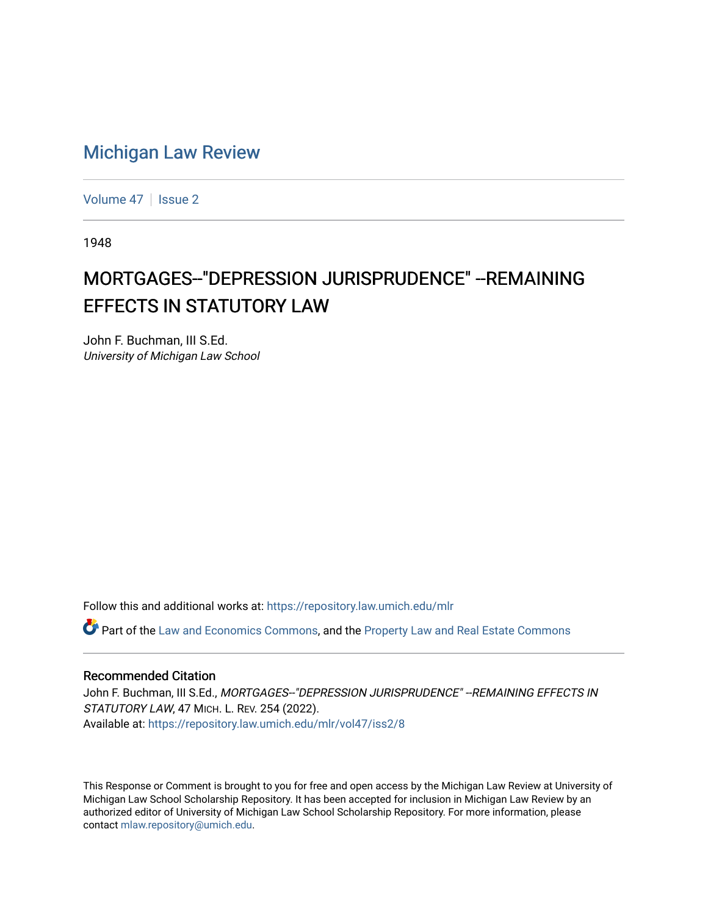# Michigan Law Review

Volume 47 | Issue 2

1948

## MORTGAGES--"DEPRESSION JURISPRUDENCE" --REMAINING EFFECTS IN STATUTORY LAW

John F. Buchman, III S.Ed.
*University of Michigan Law School*

Follow this and additional works at: https://repository.law.umich.edu/mlr

Part of the Law and Economics Commons, and the Property Law and Real Estate Commons

### Recommended Citation

John F. Buchman, III S.Ed., *MORTGAGES--"DEPRESSION JURISPRUDENCE" --REMAINING EFFECTS IN STATUTORY LAW*, 47 MICH. L. REV. 254 (2022).
Available at: https://repository.law.umich.edu/mlr/vol47/iss2/8

This Response or Comment is brought to you for free and open access by the Michigan Law Review at University of Michigan Law School Scholarship Repository. It has been accepted for inclusion in Michigan Law Review by an authorized editor of University of Michigan Law School Scholarship Repository. For more information, please contact mlaw.repository@umich.edu.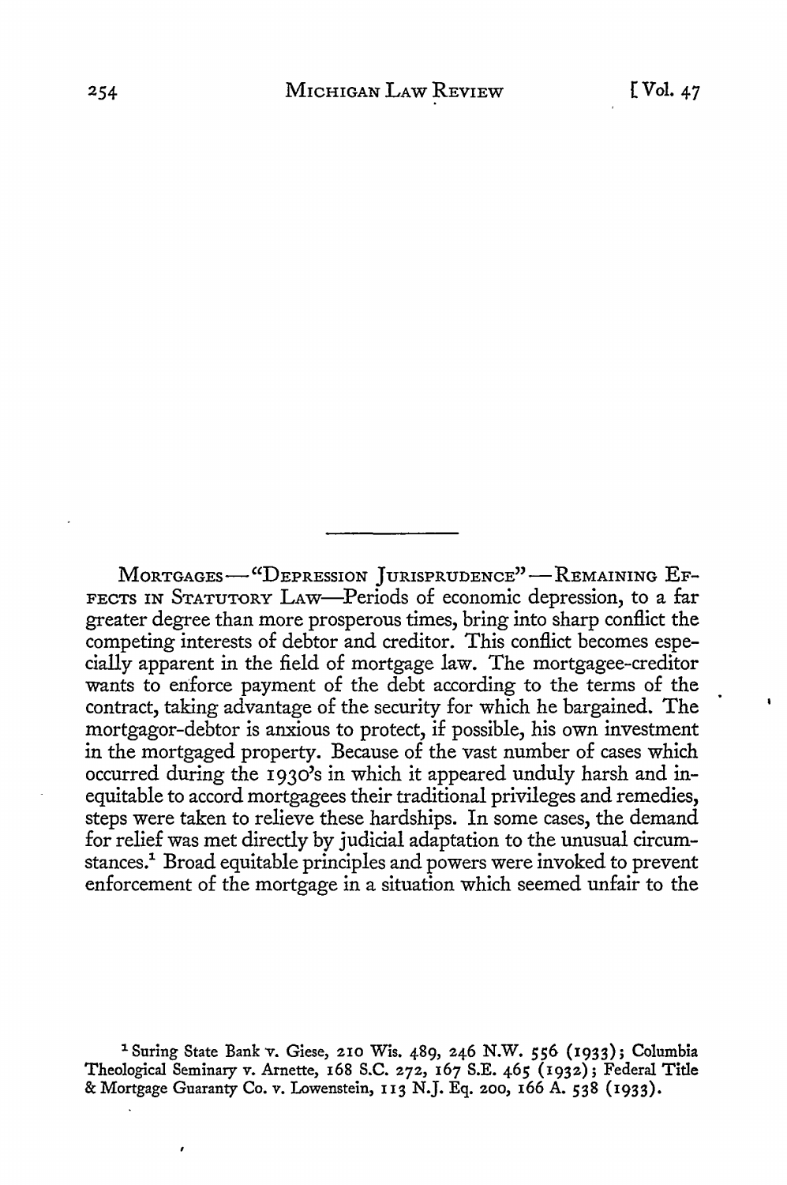---

MORTGAGES—"DEPRESSION JURISPRUDENCE"—REMAINING EFFECTS IN STATUTORY LAW—Periods of economic depression, to a far greater degree than more prosperous times, bring into sharp conflict the competing interests of debtor and creditor. This conflict becomes especially apparent in the field of mortgage law. The mortgagee-creditor wants to enforce payment of the debt according to the terms of the contract, taking advantage of the security for which he bargained. The mortgagor-debtor is anxious to protect, if possible, his own investment in the mortgaged property. Because of the vast number of cases which occurred during the 1930's in which it appeared unduly harsh and inequitable to accord mortgagees their traditional privileges and remedies, steps were taken to relieve these hardships. In some cases, the demand for relief was met directly by judicial adaptation to the unusual circumstances.[1] Broad equitable principles and powers were invoked to prevent enforcement of the mortgage in a situation which seemed unfair to the

[1] Suring State Bank v. Giese, 210 Wis. 489, 246 N.W. 556 (1933); Columbia Theological Seminary v. Arnette, 168 S.C. 272, 167 S.E. 465 (1932); Federal Title & Mortgage Guaranty Co. v. Lowenstein, 113 N.J. Eq. 200, 166 A. 538 (1933).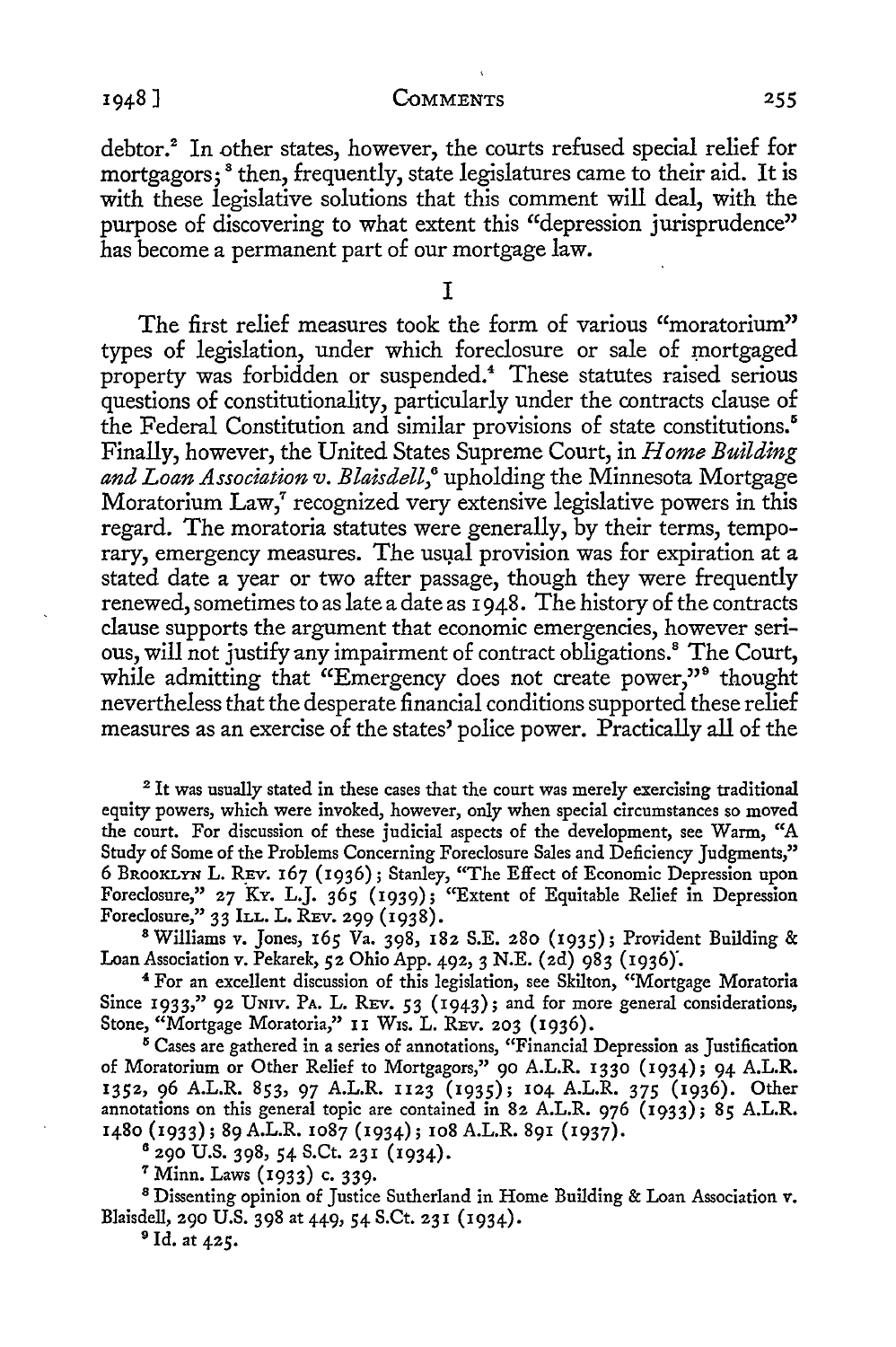debtor.[2] In other states, however, the courts refused special relief for mortgagors;[3] then, frequently, state legislatures came to their aid. It is with these legislative solutions that this comment will deal, with the purpose of discovering to what extent this "depression jurisprudence" has become a permanent part of our mortgage law.

## I

The first relief measures took the form of various "moratorium" types of legislation, under which foreclosure or sale of mortgaged property was forbidden or suspended.[4] These statutes raised serious questions of constitutionality, particularly under the contracts clause of the Federal Constitution and similar provisions of state constitutions.[5] Finally, however, the United States Supreme Court, in *Home Building and Loan Association v. Blaisdell*,[6] upholding the Minnesota Mortgage Moratorium Law,[7] recognized very extensive legislative powers in this regard. The moratoria statutes were generally, by their terms, temporary, emergency measures. The usual provision was for expiration at a stated date a year or two after passage, though they were frequently renewed, sometimes to as late a date as 1948. The history of the contracts clause supports the argument that economic emergencies, however serious, will not justify any impairment of contract obligations.[8] The Court, while admitting that "Emergency does not create power,"[9] thought nevertheless that the desperate financial conditions supported these relief measures as an exercise of the states' police power. Practically all of the

---

[2] It was usually stated in these cases that the court was merely exercising traditional equity powers, which were invoked, however, only when special circumstances so moved the court. For discussion of these judicial aspects of the development, see Warm, "A Study of Some of the Problems Concerning Foreclosure Sales and Deficiency Judgments," 6 BROOKLYN L. REV. 167 (1936); Stanley, "The Effect of Economic Depression upon Foreclosure," 27 KY. L.J. 365 (1939); "Extent of Equitable Relief in Depression Foreclosure," 33 ILL. L. REV. 299 (1938).

[3] Williams v. Jones, 165 Va. 398, 182 S.E. 280 (1935); Provident Building & Loan Association v. Pekarek, 52 Ohio App. 492, 3 N.E. (2d) 983 (1936).

[4] For an excellent discussion of this legislation, see Skilton, "Mortgage Moratoria Since 1933," 92 UNIV. PA. L. REV. 53 (1943); and for more general considerations, Stone, "Mortgage Moratoria," 11 WIS. L. REV. 203 (1936).

[5] Cases are gathered in a series of annotations, "Financial Depression as Justification of Moratorium or Other Relief to Mortgagors," 90 A.L.R. 1330 (1934); 94 A.L.R. 1352, 96 A.L.R. 853, 97 A.L.R. 1123 (1935); 104 A.L.R. 375 (1936). Other annotations on this general topic are contained in 82 A.L.R. 976 (1933); 85 A.L.R. 1480 (1933); 89 A.L.R. 1087 (1934); 108 A.L.R. 891 (1937).

[6] 290 U.S. 398, 54 S.Ct. 231 (1934).

[7] Minn. Laws (1933) c. 339.

[8] Dissenting opinion of Justice Sutherland in Home Building & Loan Association v. Blaisdell, 290 U.S. 398 at 449, 54 S.Ct. 231 (1934).

[9] Id. at 425.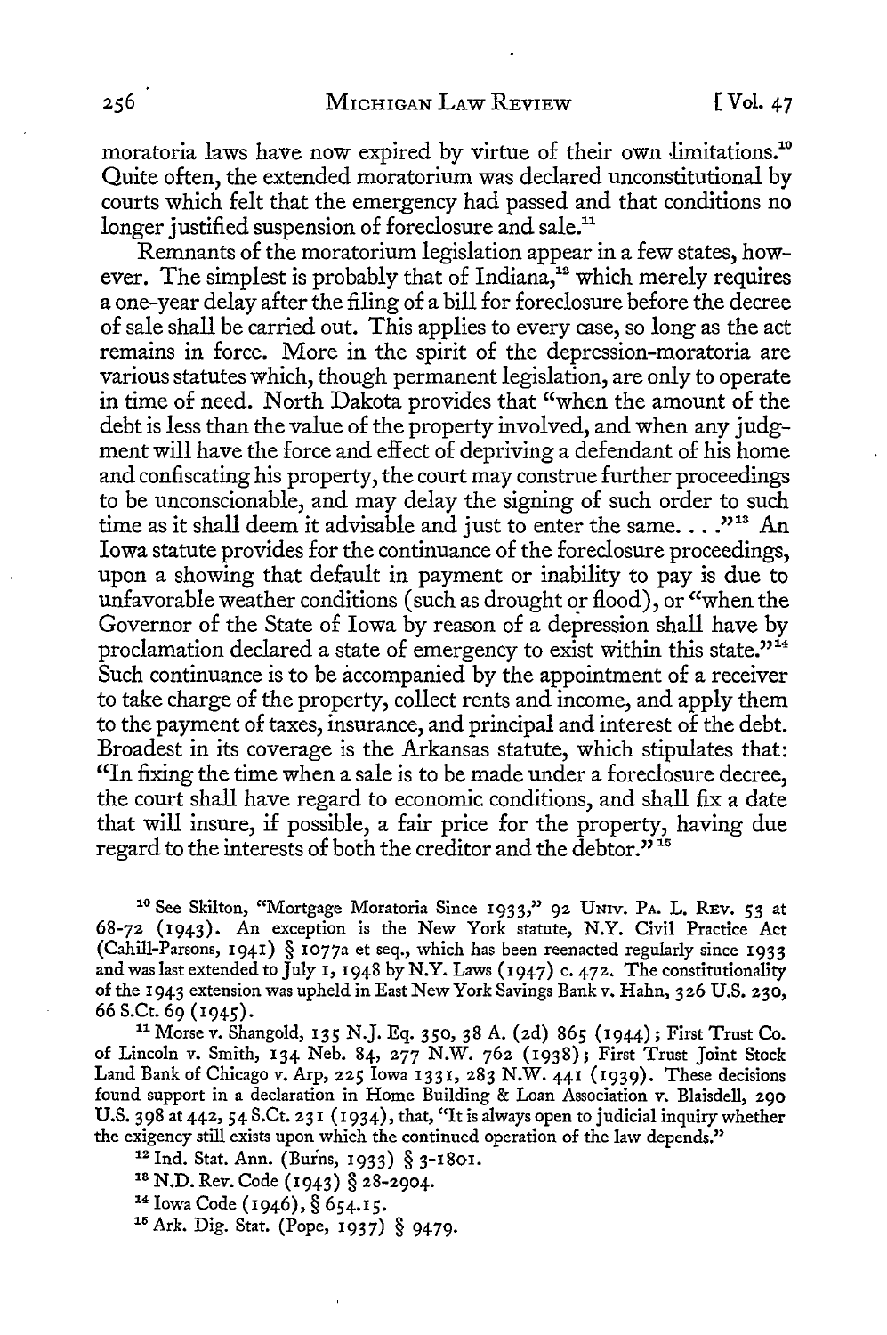moratoria laws have now expired by virtue of their own limitations.[10] Quite often, the extended moratorium was declared unconstitutional by courts which felt that the emergency had passed and that conditions no longer justified suspension of foreclosure and sale.[11]

Remnants of the moratorium legislation appear in a few states, however. The simplest is probably that of Indiana,[12] which merely requires a one-year delay after the filing of a bill for foreclosure before the decree of sale shall be carried out. This applies to every case, so long as the act remains in force. More in the spirit of the depression-moratoria are various statutes which, though permanent legislation, are only to operate in time of need. North Dakota provides that "when the amount of the debt is less than the value of the property involved, and when any judgment will have the force and effect of depriving a defendant of his home and confiscating his property, the court may construe further proceedings to be unconscionable, and may delay the signing of such order to such time as it shall deem it advisable and just to enter the same. . . ."[13] An Iowa statute provides for the continuance of the foreclosure proceedings, upon a showing that default in payment or inability to pay is due to unfavorable weather conditions (such as drought or flood), or "when the Governor of the State of Iowa by reason of a depression shall have by proclamation declared a state of emergency to exist within this state."[14] Such continuance is to be accompanied by the appointment of a receiver to take charge of the property, collect rents and income, and apply them to the payment of taxes, insurance, and principal and interest of the debt. Broadest in its coverage is the Arkansas statute, which stipulates that: "In fixing the time when a sale is to be made under a foreclosure decree, the court shall have regard to economic conditions, and shall fix a date that will insure, if possible, a fair price for the property, having due regard to the interests of both the creditor and the debtor."[15]

[10] See Skilton, "Mortgage Moratoria Since 1933," 92 UNIV. PA. L. REV. 53 at 68-72 (1943). An exception is the New York statute, N.Y. Civil Practice Act (Cahill-Parsons, 1941) § 1077a et seq., which has been reenacted regularly since 1933 and was last extended to July 1, 1948 by N.Y. Laws (1947) c. 472. The constitutionality of the 1943 extension was upheld in East New York Savings Bank v. Hahn, 326 U.S. 230, 66 S.Ct. 69 (1945).

[11] Morse v. Shangold, 135 N.J. Eq. 350, 38 A. (2d) 865 (1944); First Trust Co. of Lincoln v. Smith, 134 Neb. 84, 277 N.W. 762 (1938); First Trust Joint Stock Land Bank of Chicago v. Arp, 225 Iowa 1331, 283 N.W. 441 (1939). These decisions found support in a declaration in Home Building & Loan Association v. Blaisdell, 290 U.S. 398 at 442, 54 S.Ct. 231 (1934), that, "It is always open to judicial inquiry whether the exigency still exists upon which the continued operation of the law depends."

[12] Ind. Stat. Ann. (Burns, 1933) § 3-1801.

[13] N.D. Rev. Code (1943) § 28-2904.

[14] Iowa Code (1946), § 654.15.

[15] Ark. Dig. Stat. (Pope, 1937) § 9479.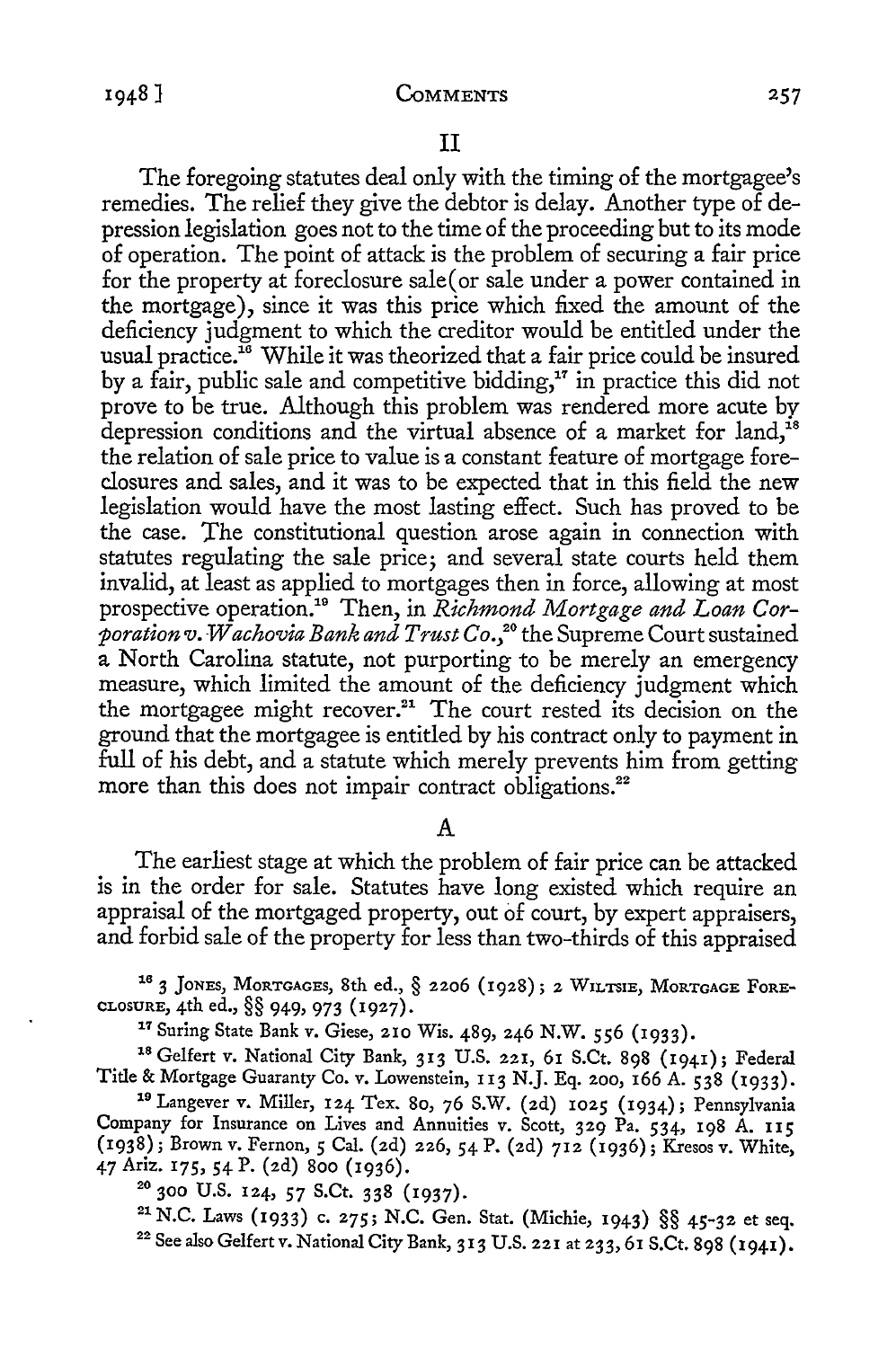## II

The foregoing statutes deal only with the timing of the mortgagee's remedies. The relief they give the debtor is delay. Another type of depression legislation goes not to the time of the proceeding but to its mode of operation. The point of attack is the problem of securing a fair price for the property at foreclosure sale (or sale under a power contained in the mortgage), since it was this price which fixed the amount of the deficiency judgment to which the creditor would be entitled under the usual practice.[16] While it was theorized that a fair price could be insured by a fair, public sale and competitive bidding,[17] in practice this did not prove to be true. Although this problem was rendered more acute by depression conditions and the virtual absence of a market for land,[18] the relation of sale price to value is a constant feature of mortgage foreclosures and sales, and it was to be expected that in this field the new legislation would have the most lasting effect. Such has proved to be the case. The constitutional question arose again in connection with statutes regulating the sale price; and several state courts held them invalid, at least as applied to mortgages then in force, allowing at most prospective operation.[19] Then, in *Richmond Mortgage and Loan Corporation v. Wachovia Bank and Trust Co.*,[20] the Supreme Court sustained a North Carolina statute, not purporting to be merely an emergency measure, which limited the amount of the deficiency judgment which the mortgagee might recover.[21] The court rested its decision on the ground that the mortgagee is entitled by his contract only to payment in full of his debt, and a statute which merely prevents him from getting more than this does not impair contract obligations.[22]

### A

The earliest stage at which the problem of fair price can be attacked is in the order for sale. Statutes have long existed which require an appraisal of the mortgaged property, out of court, by expert appraisers, and forbid sale of the property for less than two-thirds of this appraised

---

[16] 3 Jones, Mortgages, 8th ed., § 2206 (1928); 2 Wiltsie, Mortgage Foreclosure, 4th ed., §§ 949, 973 (1927).

[17] Suring State Bank v. Giese, 210 Wis. 489, 246 N.W. 556 (1933).

[18] Gelfert v. National City Bank, 313 U.S. 221, 61 S.Ct. 898 (1941); Federal Title & Mortgage Guaranty Co. v. Lowenstein, 113 N.J. Eq. 200, 166 A. 538 (1933).

[19] Langever v. Miller, 124 Tex. 80, 76 S.W. (2d) 1025 (1934); Pennsylvania Company for Insurance on Lives and Annuities v. Scott, 329 Pa. 534, 198 A. 115 (1938); Brown v. Fernon, 5 Cal. (2d) 226, 54 P. (2d) 712 (1936); Kresos v. White, 47 Ariz. 175, 54 P. (2d) 800 (1936).

[20] 300 U.S. 124, 57 S.Ct. 338 (1937).

[21] N.C. Laws (1933) c. 275; N.C. Gen. Stat. (Michie, 1943) §§ 45-32 et seq.

[22] See also Gelfert v. National City Bank, 313 U.S. 221 at 233, 61 S.Ct. 898 (1941).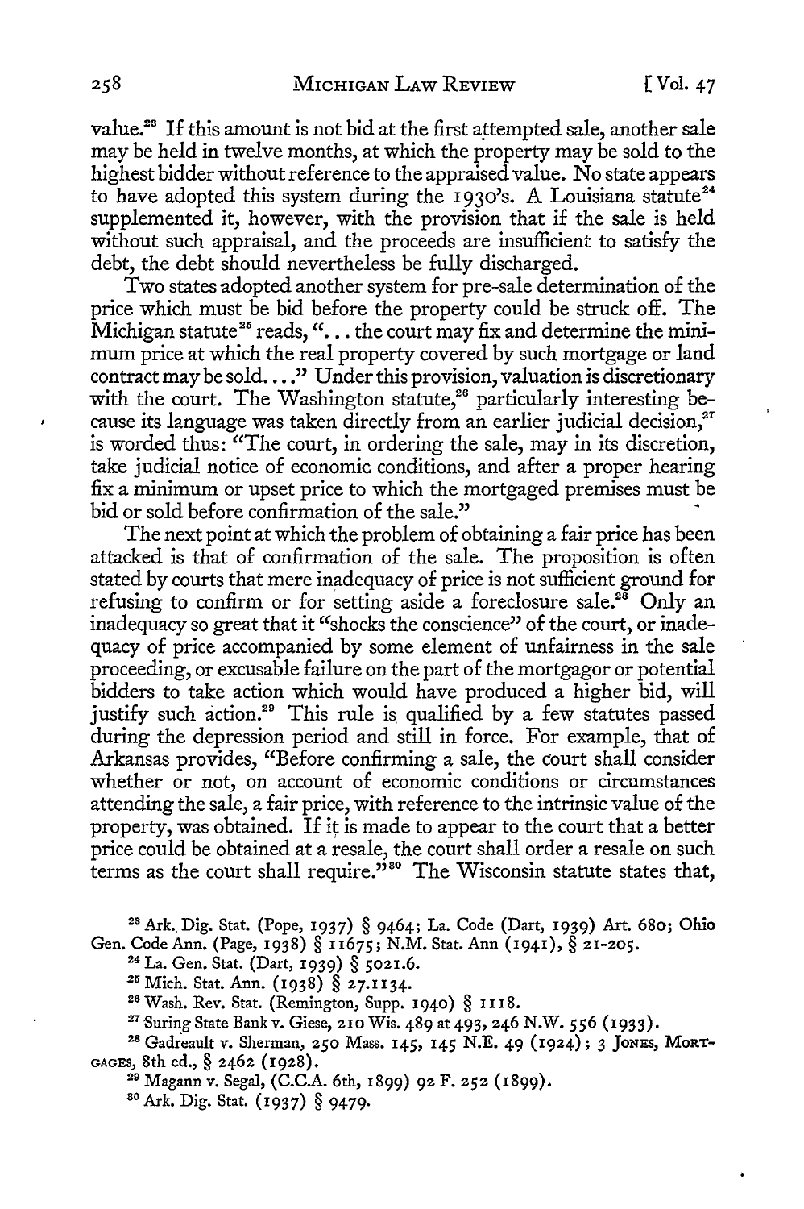value.[23] If this amount is not bid at the first attempted sale, another sale may be held in twelve months, at which the property may be sold to the highest bidder without reference to the appraised value. No state appears to have adopted this system during the 1930's. A Louisiana statute[24] supplemented it, however, with the provision that if the sale is held without such appraisal, and the proceeds are insufficient to satisfy the debt, the debt should nevertheless be fully discharged.

Two states adopted another system for pre-sale determination of the price which must be bid before the property could be struck off. The Michigan statute[25] reads, "... the court may fix and determine the minimum price at which the real property covered by such mortgage or land contract may be sold...." Under this provision, valuation is discretionary with the court. The Washington statute,[26] particularly interesting because its language was taken directly from an earlier judicial decision,[27] is worded thus: "The court, in ordering the sale, may in its discretion, take judicial notice of economic conditions, and after a proper hearing fix a minimum or upset price to which the mortgaged premises must be bid or sold before confirmation of the sale."

The next point at which the problem of obtaining a fair price has been attacked is that of confirmation of the sale. The proposition is often stated by courts that mere inadequacy of price is not sufficient ground for refusing to confirm or for setting aside a foreclosure sale.[28] Only an inadequacy so great that it "shocks the conscience" of the court, or inadequacy of price accompanied by some element of unfairness in the sale proceeding, or excusable failure on the part of the mortgagor or potential bidders to take action which would have produced a higher bid, will justify such action.[29] This rule is qualified by a few statutes passed during the depression period and still in force. For example, that of Arkansas provides, "Before confirming a sale, the court shall consider whether or not, on account of economic conditions or circumstances attending the sale, a fair price, with reference to the intrinsic value of the property, was obtained. If it is made to appear to the court that a better price could be obtained at a resale, the court shall order a resale on such terms as the court shall require."[30] The Wisconsin statute states that,

[23] Ark. Dig. Stat. (Pope, 1937) § 9464; La. Code (Dart, 1939) Art. 680; Ohio Gen. Code Ann. (Page, 1938) § 11675; N.M. Stat. Ann (1941), § 21-205.

[24] La. Gen. Stat. (Dart, 1939) § 5021.6.

[25] Mich. Stat. Ann. (1938) § 27.1134.

[26] Wash. Rev. Stat. (Remington, Supp. 1940) § 1118.

[27] Suring State Bank v. Giese, 210 Wis. 489 at 493, 246 N.W. 556 (1933).

[28] Gadreault v. Sherman, 250 Mass. 145, 145 N.E. 49 (1924); 3 Jones, Mortgages, 8th ed., § 2462 (1928).

[29] Magann v. Segal, (C.C.A. 6th, 1899) 92 F. 252 (1899).

[30] Ark. Dig. Stat. (1937) § 9479.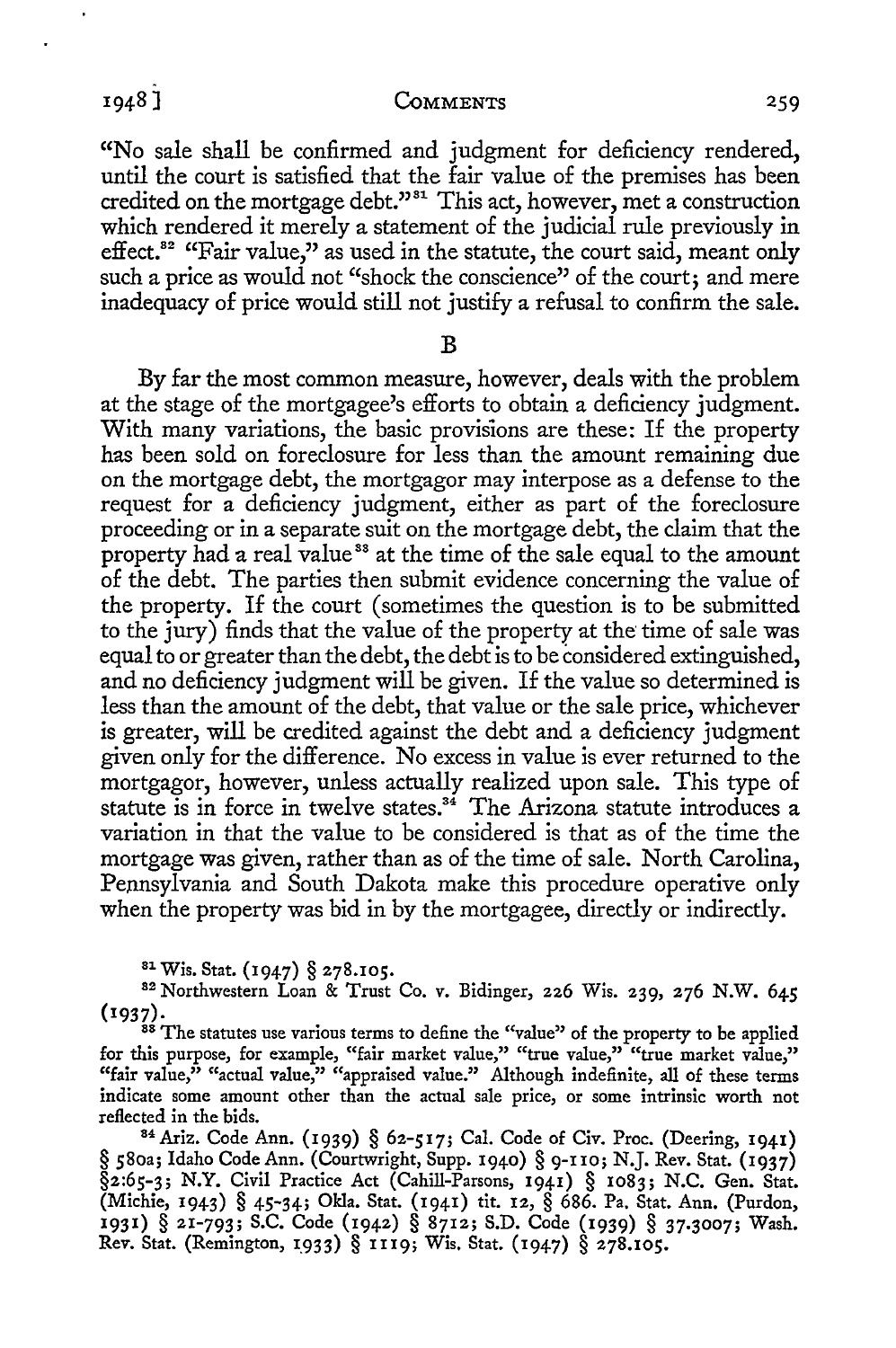"No sale shall be confirmed and judgment for deficiency rendered, until the court is satisfied that the fair value of the premises has been credited on the mortgage debt."[31] This act, however, met a construction which rendered it merely a statement of the judicial rule previously in effect.[32] "Fair value," as used in the statute, the court said, meant only such a price as would not "shock the conscience" of the court; and mere inadequacy of price would still not justify a refusal to confirm the sale.

B

By far the most common measure, however, deals with the problem at the stage of the mortgagee's efforts to obtain a deficiency judgment. With many variations, the basic provisions are these: If the property has been sold on foreclosure for less than the amount remaining due on the mortgage debt, the mortgagor may interpose as a defense to the request for a deficiency judgment, either as part of the foreclosure proceeding or in a separate suit on the mortgage debt, the claim that the property had a real value[33] at the time of the sale equal to the amount of the debt. The parties then submit evidence concerning the value of the property. If the court (sometimes the question is to be submitted to the jury) finds that the value of the property at the time of sale was equal to or greater than the debt, the debt is to be considered extinguished, and no deficiency judgment will be given. If the value so determined is less than the amount of the debt, that value or the sale price, whichever is greater, will be credited against the debt and a deficiency judgment given only for the difference. No excess in value is ever returned to the mortgagor, however, unless actually realized upon sale. This type of statute is in force in twelve states.[34] The Arizona statute introduces a variation in that the value to be considered is that as of the time the mortgage was given, rather than as of the time of sale. North Carolina, Pennsylvania and South Dakota make this procedure operative only when the property was bid in by the mortgagee, directly or indirectly.

[31] Wis. Stat. (1947) § 278.105.

[32] Northwestern Loan & Trust Co. v. Bidinger, 226 Wis. 239, 276 N.W. 645 (1937).

[33] The statutes use various terms to define the "value" of the property to be applied for this purpose, for example, "fair market value," "true value," "true market value," "fair value," "actual value," "appraised value." Although indefinite, all of these terms indicate some amount other than the actual sale price, or some intrinsic worth not reflected in the bids.

[34] Ariz. Code Ann. (1939) § 62-517; Cal. Code of Civ. Proc. (Deering, 1941) § 580a; Idaho Code Ann. (Courtwright, Supp. 1940) § 9-110; N.J. Rev. Stat. (1937) §2:65-3; N.Y. Civil Practice Act (Cahill-Parsons, 1941) § 1083; N.C. Gen. Stat. (Michie, 1943) § 45-34; Okla. Stat. (1941) tit. 12, § 686. Pa. Stat. Ann. (Purdon, 1931) § 21-793; S.C. Code (1942) § 8712; S.D. Code (1939) § 37.3007; Wash. Rev. Stat. (Remington, 1933) § 1119; Wis. Stat. (1947) § 278.105.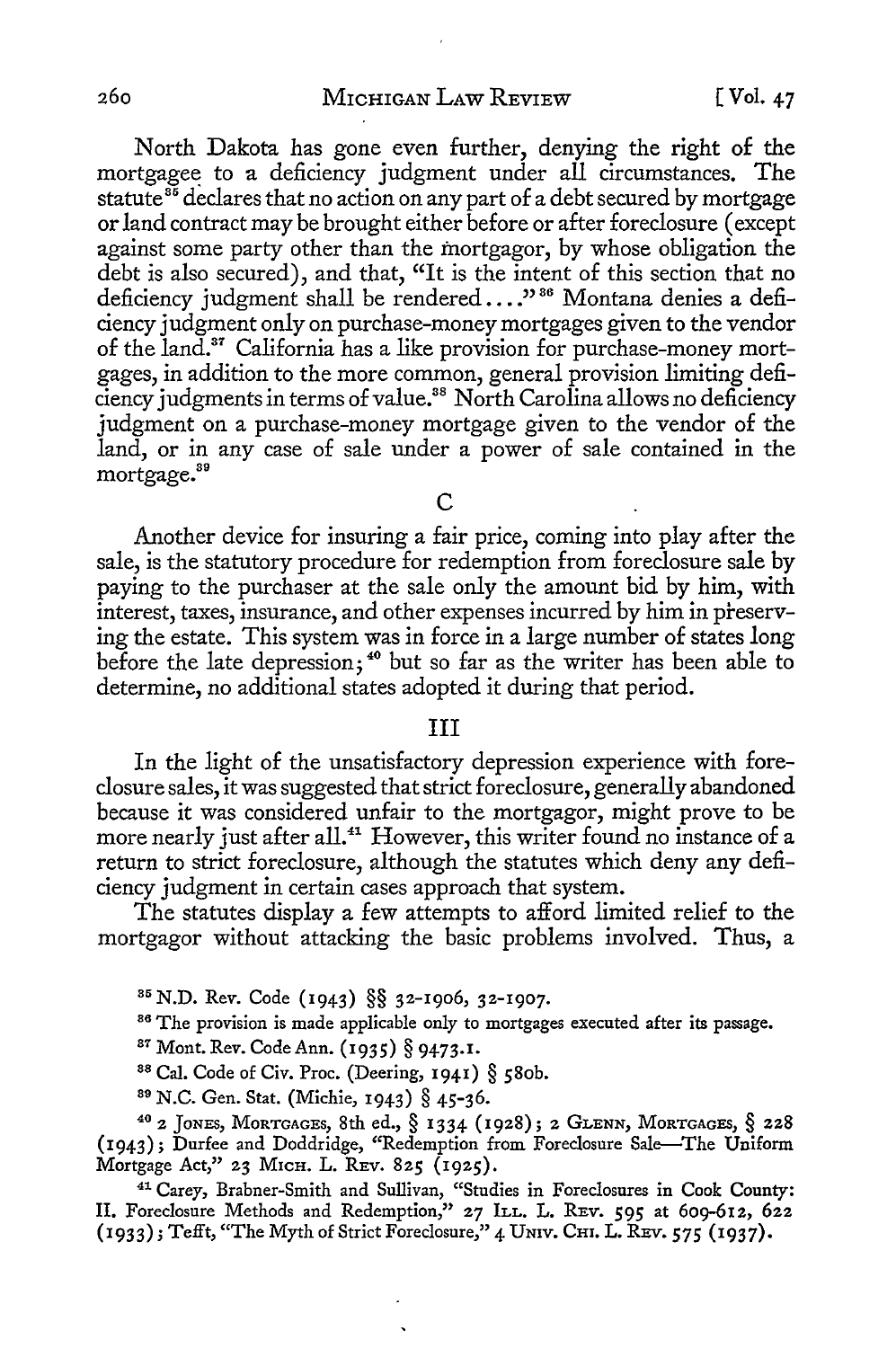North Dakota has gone even further, denying the right of the mortgagee to a deficiency judgment under all circumstances. The statute[35] declares that no action on any part of a debt secured by mortgage or land contract may be brought either before or after foreclosure (except against some party other than the mortgagor, by whose obligation the debt is also secured), and that, "It is the intent of this section that no deficiency judgment shall be rendered. . . ."[36] Montana denies a deficiency judgment only on purchase-money mortgages given to the vendor of the land.[37] California has a like provision for purchase-money mortgages, in addition to the more common, general provision limiting deficiency judgments in terms of value.[38] North Carolina allows no deficiency judgment on a purchase-money mortgage given to the vendor of the land, or in any case of sale under a power of sale contained in the mortgage.[39]

### C

Another device for insuring a fair price, coming into play after the sale, is the statutory procedure for redemption from foreclosure sale by paying to the purchaser at the sale only the amount bid by him, with interest, taxes, insurance, and other expenses incurred by him in preserving the estate. This system was in force in a large number of states long before the late depression;[40] but so far as the writer has been able to determine, no additional states adopted it during that period.

## III

In the light of the unsatisfactory depression experience with foreclosure sales, it was suggested that strict foreclosure, generally abandoned because it was considered unfair to the mortgagor, might prove to be more nearly just after all.[41] However, this writer found no instance of a return to strict foreclosure, although the statutes which deny any deficiency judgment in certain cases approach that system.

The statutes display a few attempts to afford limited relief to the mortgagor without attacking the basic problems involved. Thus, a

---

[35] N.D. Rev. Code (1943) §§ 32-1906, 32-1907.

[36] The provision is made applicable only to mortgages executed after its passage.

[37] Mont. Rev. Code Ann. (1935) § 9473.1.

[38] Cal. Code of Civ. Proc. (Deering, 1941) § 580b.

[39] N.C. Gen. Stat. (Michie, 1943) § 45-36.

[40] 2 JONES, MORTGAGES, 8th ed., § 1334 (1928); 2 GLENN, MORTGAGES, § 228 (1943); Durfee and Doddridge, "Redemption from Foreclosure Sale—The Uniform Mortgage Act," 23 MICH. L. REV. 825 (1925).

[41] Carey, Brabner-Smith and Sullivan, "Studies in Foreclosures in Cook County: II. Foreclosure Methods and Redemption," 27 ILL. L. REV. 595 at 609-612, 622 (1933); Tefft, "The Myth of Strict Foreclosure," 4 UNIV. CHI. L. REV. 575 (1937).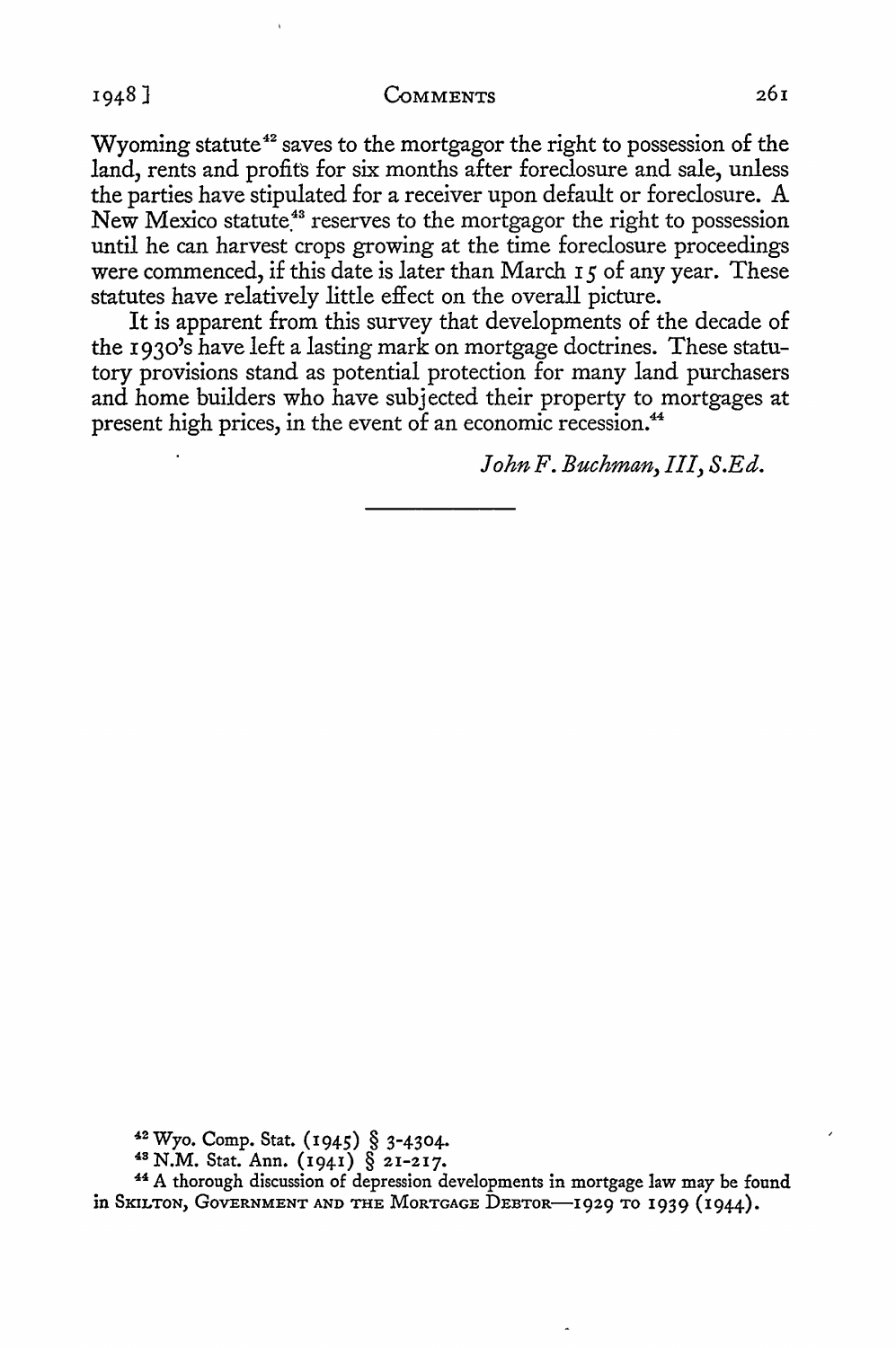Wyoming statute[42] saves to the mortgagor the right to possession of the land, rents and profits for six months after foreclosure and sale, unless the parties have stipulated for a receiver upon default or foreclosure. A New Mexico statute[43] reserves to the mortgagor the right to possession until he can harvest crops growing at the time foreclosure proceedings were commenced, if this date is later than March 15 of any year. These statutes have relatively little effect on the overall picture.

It is apparent from this survey that developments of the decade of the 1930's have left a lasting mark on mortgage doctrines. These statutory provisions stand as potential protection for many land purchasers and home builders who have subjected their property to mortgages at present high prices, in the event of an economic recession.[44]

*John F. Buchman, III, S.Ed.*

---

[42] Wyo. Comp. Stat. (1945) § 3-4304.

[43] N.M. Stat. Ann. (1941) § 21-217.

[44] A thorough discussion of depression developments in mortgage law may be found in SKILTON, GOVERNMENT AND THE MORTGAGE DEBTOR—1929 TO 1939 (1944).